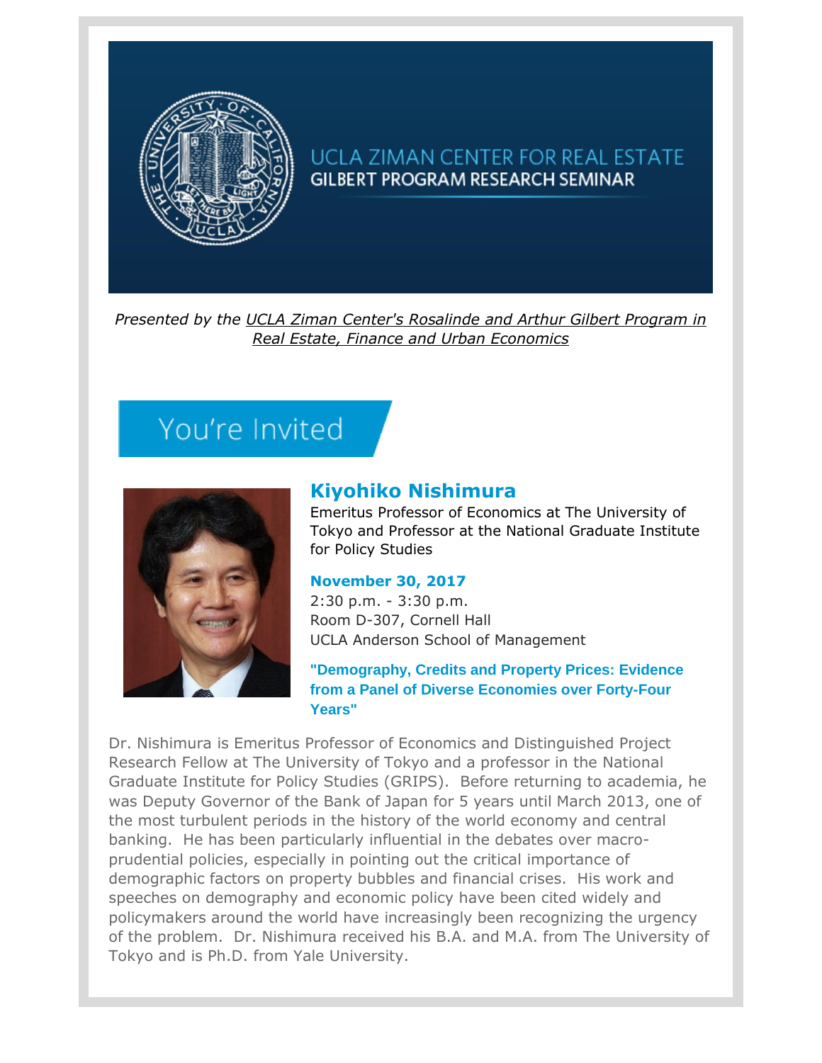# UCLA ZIMAN CENTER FOR REAL ESTATE

## GILBERT PROGRAM RESEARCH SEMINAR

*Presented by the UCLA Ziman Center's Rosalinde and Arthur Gilbert Program in Real Estate, Finance and Urban Economics*

## You're Invited

### Kiyohiko Nishimura

Emeritus Professor of Economics at The University of Tokyo and Professor at the National Graduate Institute for Policy Studies

**November 30, 2017**

2:30 p.m. - 3:30 p.m.
Room D-307, Cornell Hall
UCLA Anderson School of Management

**"Demography, Credits and Property Prices: Evidence from a Panel of Diverse Economies over Forty-Four Years"**

Dr. Nishimura is Emeritus Professor of Economics and Distinguished Project Research Fellow at The University of Tokyo and a professor in the National Graduate Institute for Policy Studies (GRIPS). Before returning to academia, he was Deputy Governor of the Bank of Japan for 5 years until March 2013, one of the most turbulent periods in the history of the world economy and central banking. He has been particularly influential in the debates over macro-prudential policies, especially in pointing out the critical importance of demographic factors on property bubbles and financial crises. His work and speeches on demography and economic policy have been cited widely and policymakers around the world have increasingly been recognizing the urgency of the problem. Dr. Nishimura received his B.A. and M.A. from The University of Tokyo and is Ph.D. from Yale University.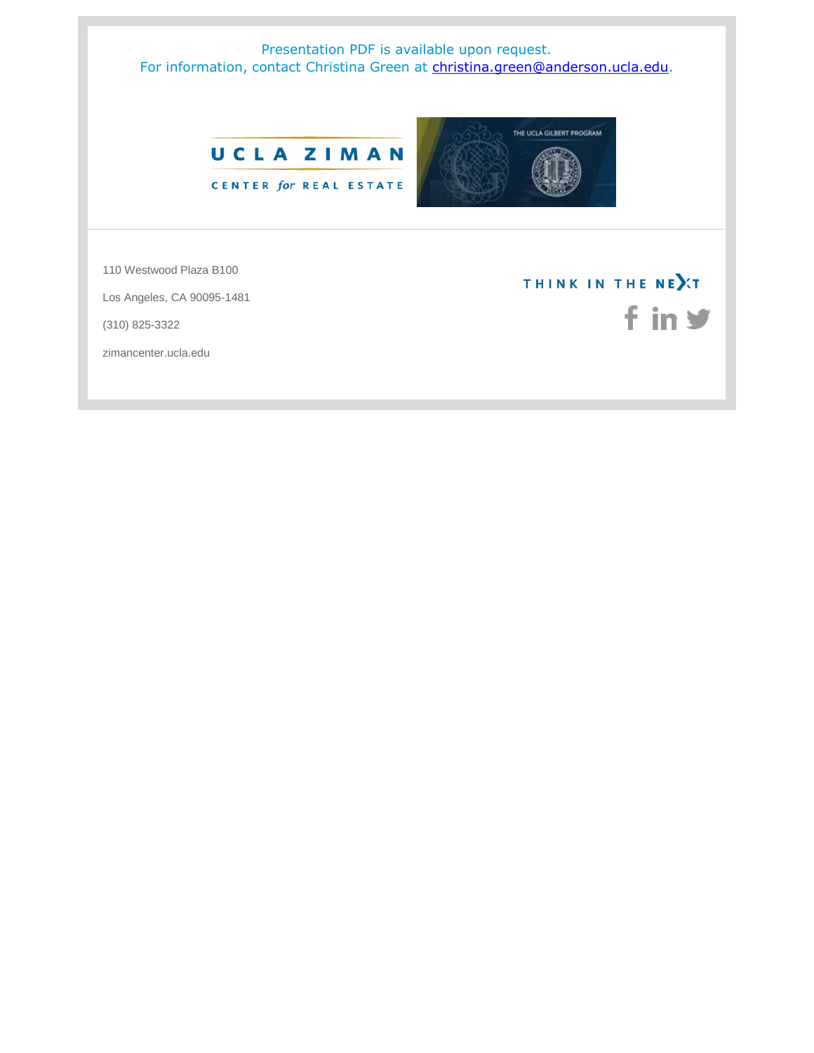Presentation PDF is available upon request.
For information, contact Christina Green at christina.green@anderson.ucla.edu.

UCLA ZIMAN

CENTER *for* REAL ESTATE

THE UCLA GILBERT PROGRAM

110 Westwood Plaza B100

Los Angeles, CA 90095-1481

(310) 825-3322

zimancenter.ucla.edu

THINK IN THE NEXT